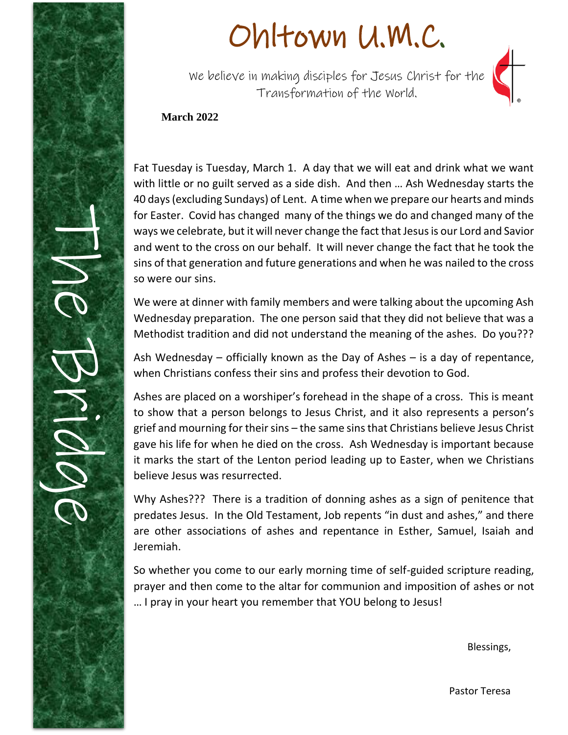# Ohltown U.M.C.

We believe in making disciples for Jesus Christ for the Transformation of the World.

The Bridge

**March 2022**

Fat Tuesday is Tuesday, March 1. A day that we will eat and drink what we want with little or no guilt served as a side dish. And then … Ash Wednesday starts the 40 days (excluding Sundays) of Lent. A time when we prepare our hearts and minds for Easter. Covid has changed many of the things we do and changed many of the ways we celebrate, but it will never change the fact that Jesus is our Lord and Savior and went to the cross on our behalf. It will never change the fact that he took the sins of that generation and future generations and when he was nailed to the cross so were our sins.

We were at dinner with family members and were talking about the upcoming Ash Wednesday preparation. The one person said that they did not believe that was a Methodist tradition and did not understand the meaning of the ashes. Do you???

Ash Wednesday – officially known as the Day of Ashes – is a day of repentance, when Christians confess their sins and profess their devotion to God.

Ashes are placed on a worshiper's forehead in the shape of a cross. This is meant to show that a person belongs to Jesus Christ, and it also represents a person's grief and mourning for their sins – the same sins that Christians believe Jesus Christ gave his life for when he died on the cross. Ash Wednesday is important because it marks the start of the Lenton period leading up to Easter, when we Christians believe Jesus was resurrected.

Why Ashes??? There is a tradition of donning ashes as a sign of penitence that predates Jesus. In the Old Testament, Job repents "in dust and ashes," and there are other associations of ashes and repentance in Esther, Samuel, Isaiah and Jeremiah.

So whether you come to our early morning time of self-guided scripture reading, prayer and then come to the altar for communion and imposition of ashes or not … I pray in your heart you remember that YOU belong to Jesus!

Blessings,

Pastor Teresa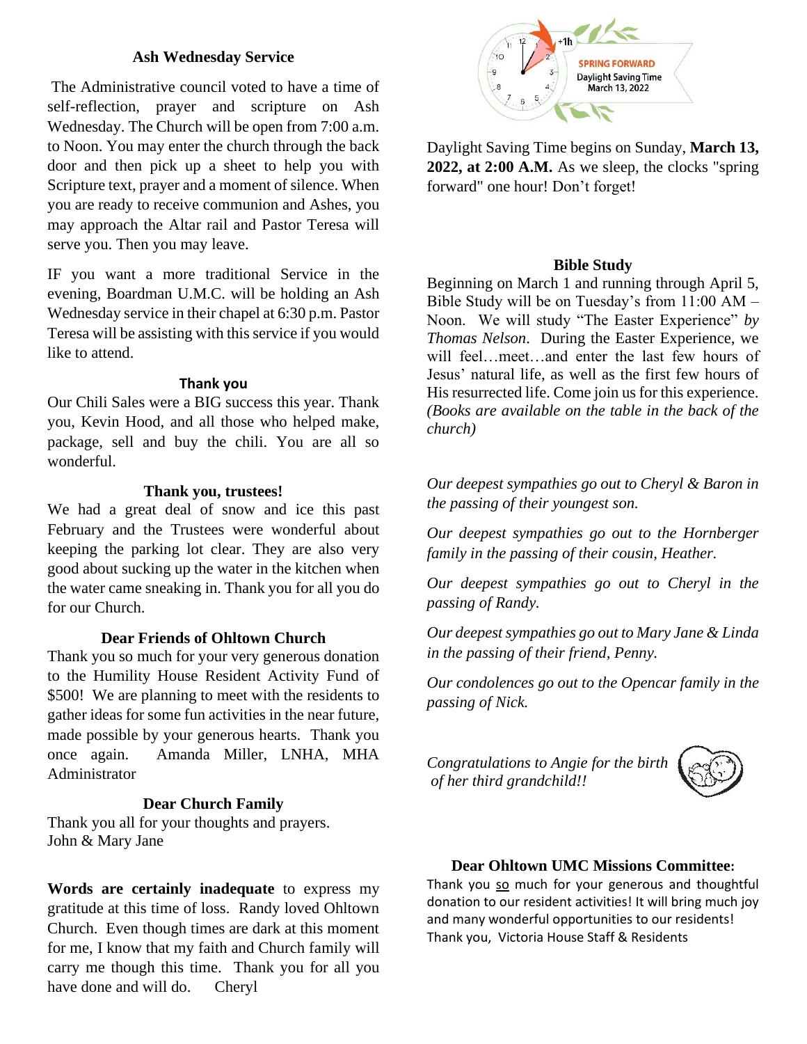### Ash Wednesday Service

The Administrative council voted to have a time of self-reflection, prayer and scripture on Ash Wednesday. The Church will be open from 7:00 a.m. to Noon. You may enter the church through the back door and then pick up a sheet to help you with Scripture text, prayer and a moment of silence. When you are ready to receive communion and Ashes, you may approach the Altar rail and Pastor Teresa will serve you. Then you may leave.

IF you want a more traditional Service in the evening, Boardman U.M.C. will be holding an Ash Wednesday service in their chapel at 6:30 p.m. Pastor Teresa will be assisting with this service if you would like to attend.

### Thank you

Our Chili Sales were a BIG success this year. Thank you, Kevin Hood, and all those who helped make, package, sell and buy the chili. You are all so wonderful.

### Thank you, trustees!

We had a great deal of snow and ice this past February and the Trustees were wonderful about keeping the parking lot clear. They are also very good about sucking up the water in the kitchen when the water came sneaking in. Thank you for all you do for our Church.

### Dear Friends of Ohltown Church

Thank you so much for your very generous donation to the Humility House Resident Activity Fund of $500! We are planning to meet with the residents to gather ideas for some fun activities in the near future, made possible by your generous hearts. Thank you once again. Amanda Miller, LNHA, MHA Administrator

### Dear Church Family

Thank you all for your thoughts and prayers.
John & Mary Jane

**Words are certainly inadequate** to express my gratitude at this time of loss. Randy loved Ohltown Church. Even though times are dark at this moment for me, I know that my faith and Church family will carry me though this time. Thank you for all you have done and will do. Cheryl

SPRING FORWARD
Daylight Saving Time
March 13, 2022

Daylight Saving Time begins on Sunday, **March 13, 2022, at 2:00 A.M.** As we sleep, the clocks "spring forward" one hour! Don't forget!

### Bible Study

Beginning on March 1 and running through April 5, Bible Study will be on Tuesday's from 11:00 AM – Noon. We will study "The Easter Experience" *by Thomas Nelson*. During the Easter Experience, we will feel…meet…and enter the last few hours of Jesus' natural life, as well as the first few hours of His resurrected life. Come join us for this experience. *(Books are available on the table in the back of the church)*

*Our deepest sympathies go out to Cheryl & Baron in the passing of their youngest son.*

*Our deepest sympathies go out to the Hornberger family in the passing of their cousin, Heather.*

*Our deepest sympathies go out to Cheryl in the passing of Randy.*

*Our deepest sympathies go out to Mary Jane & Linda in the passing of their friend, Penny.*

*Our condolences go out to the Opencar family in the passing of Nick.*

*Congratulations to Angie for the birth of her third grandchild!!*

### Dear Ohltown UMC Missions Committee:

Thank you so much for your generous and thoughtful donation to our resident activities! It will bring much joy and many wonderful opportunities to our residents!
Thank you, Victoria House Staff & Residents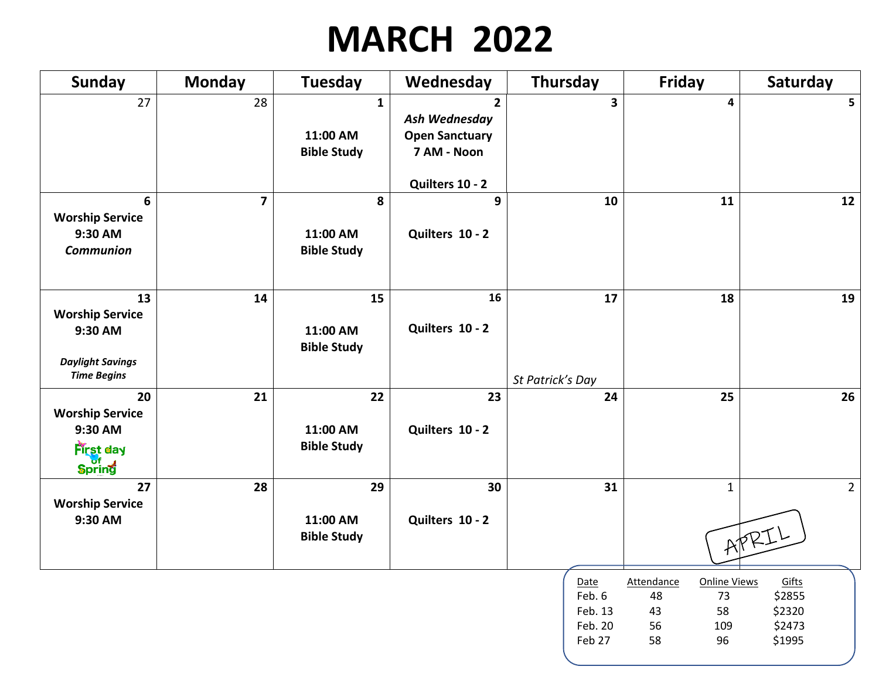# MARCH 2022

| Sunday | Monday | Tuesday | Wednesday | Thursday | Friday | Saturday |
|---|---|---|---|---|---|---|
| 27 | 28 | **1**<br>**11:00 AM Bible Study** | **2**<br>***Ash Wednesday***<br>**Open Sanctuary 7 AM - Noon**<br>**Quilters 10 - 2** | **3** | **4** | **5** |
| **6**<br>**Worship Service 9:30 AM**<br>***Communion*** | **7** | **8**<br>**11:00 AM Bible Study** | **9**<br>**Quilters 10 - 2** | **10** | **11** | **12** |
| **13**<br>**Worship Service 9:30 AM**<br>***Daylight Savings Time Begins*** | **14** | **15**<br>**11:00 AM Bible Study** | **16**<br>**Quilters 10 - 2** | **17**<br>*St Patrick's Day* | **18** | **19** |
| **20**<br>**Worship Service 9:30 AM**<br>First day of Spring | **21** | **22**<br>**11:00 AM Bible Study** | **23**<br>**Quilters 10 - 2** | **24** | **25** | **26** |
| **27**<br>**Worship Service 9:30 AM** | **28** | **29**<br>**11:00 AM Bible Study** | **30**<br>**Quilters 10 - 2** | **31** | 1 | 2<br>APRIL |

| Date | Attendance | Online Views | Gifts |
|---|---|---|---|
| Feb. 6 | 48 | 73 | $2855 |
| Feb. 13 | 43 | 58 | $2320 |
| Feb. 20 | 56 | 109 | $2473 |
| Feb 27 | 58 | 96 | $1995 |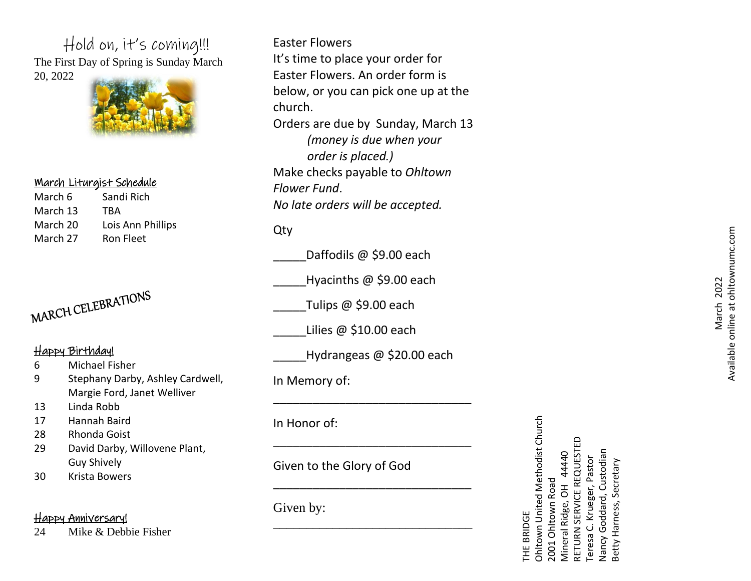## Hold on, it's coming!!!

The First Day of Spring is Sunday March 20, 2022

### March Liturgist Schedule

| | |
|---|---|
| March 6 | Sandi Rich |
| March 13 | TBA |
| March 20 | Lois Ann Phillips |
| March 27 | Ron Fleet |

## MARCH CELEBRATIONS

### Happy Birthday!

| | |
|---|---|
| 6 | Michael Fisher |
| 9 | Stephany Darby, Ashley Cardwell, Margie Ford, Janet Welliver |
| 13 | Linda Robb |
| 17 | Hannah Baird |
| 28 | Rhonda Goist |
| 29 | David Darby, Willovene Plant, Guy Shively |
| 30 | Krista Bowers |

### Happy Anniversary!

| | |
|---|---|
| 24 | Mike & Debbie Fisher |

## Easter Flowers

It's time to place your order for Easter Flowers. An order form is below, or you can pick one up at the church.

Orders are due by Sunday, March 13

*(money is due when your order is placed.)*

Make checks payable to *Ohltown Flower Fund*.

*No late orders will be accepted.*

Qty

_____Daffodils @ $9.00 each

_____Hyacinths @ $9.00 each

_____Tulips @ $9.00 each

_____Lilies @ $10.00 each

_____Hydrangeas @ $20.00 each

In Memory of:

______________________________

In Honor of:

______________________________

Given to the Glory of God

______________________________

Given by:

______________________________

THE BRIDGE
Ohltown United Methodist Church
2001 Ohltown Road
Mineral Ridge, OH 44440
RETURN SERVICE REQUESTED
Teresa C. Krueger, Pastor
Nancy Goddard, Custodian
Betty Harness, Secretary

March 2022
Available online at ohltownumc.com